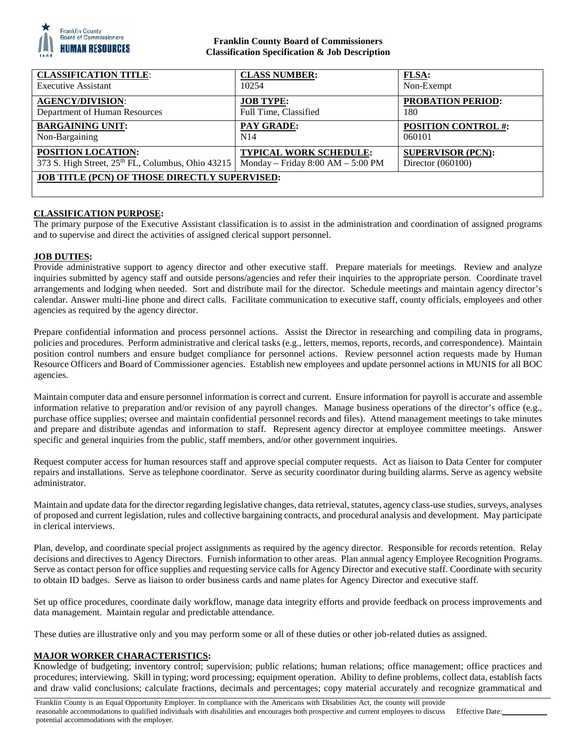**Franklin County Board of Commissioners**
**Classification Specification & Job Description**

| **CLASSIFICATION TITLE**: Executive Assistant | **CLASS NUMBER:** 10254 | **FLSA:** Non-Exempt |
|---|---|---|
| **AGENCY/DIVISION**: Department of Human Resources | **JOB TYPE:** Full Time, Classified | **PROBATION PERIOD:** 180 |
| **BARGAINING UNIT:** Non-Bargaining | **PAY GRADE:** N14 | **POSITION CONTROL #:** 060101 |
| **POSITION LOCATION:** 373 S. High Street, 25th FL, Columbus, Ohio 43215 | **TYPICAL WORK SCHEDULE:** Monday – Friday 8:00 AM – 5:00 PM | **SUPERVISOR (PCN):** Director (060100) |
| **JOB TITLE (PCN) OF THOSE DIRECTLY SUPERVISED:** | | |

**CLASSIFICATION PURPOSE:**

The primary purpose of the Executive Assistant classification is to assist in the administration and coordination of assigned programs and to supervise and direct the activities of assigned clerical support personnel.

**JOB DUTIES:**

Provide administrative support to agency director and other executive staff. Prepare materials for meetings. Review and analyze inquiries submitted by agency staff and outside persons/agencies and refer their inquiries to the appropriate person. Coordinate travel arrangements and lodging when needed. Sort and distribute mail for the director. Schedule meetings and maintain agency director's calendar. Answer multi-line phone and direct calls. Facilitate communication to executive staff, county officials, employees and other agencies as required by the agency director.

Prepare confidential information and process personnel actions. Assist the Director in researching and compiling data in programs, policies and procedures. Perform administrative and clerical tasks (e.g., letters, memos, reports, records, and correspondence). Maintain position control numbers and ensure budget compliance for personnel actions. Review personnel action requests made by Human Resource Officers and Board of Commissioner agencies. Establish new employees and update personnel actions in MUNIS for all BOC agencies.

Maintain computer data and ensure personnel information is correct and current. Ensure information for payroll is accurate and assemble information relative to preparation and/or revision of any payroll changes. Manage business operations of the director's office (e.g., purchase office supplies; oversee and maintain confidential personnel records and files). Attend management meetings to take minutes and prepare and distribute agendas and information to staff. Represent agency director at employee committee meetings. Answer specific and general inquiries from the public, staff members, and/or other government inquiries.

Request computer access for human resources staff and approve special computer requests. Act as liaison to Data Center for computer repairs and installations. Serve as telephone coordinator. Serve as security coordinator during building alarms. Serve as agency website administrator.

Maintain and update data for the director regarding legislative changes, data retrieval, statutes, agency class-use studies, surveys, analyses of proposed and current legislation, rules and collective bargaining contracts, and procedural analysis and development. May participate in clerical interviews.

Plan, develop, and coordinate special project assignments as required by the agency director. Responsible for records retention. Relay decisions and directives to Agency Directors. Furnish information to other areas. Plan annual agency Employee Recognition Programs. Serve as contact person for office supplies and requesting service calls for Agency Director and executive staff. Coordinate with security to obtain ID badges. Serve as liaison to order business cards and name plates for Agency Director and executive staff.

Set up office procedures, coordinate daily workflow, manage data integrity efforts and provide feedback on process improvements and data management. Maintain regular and predictable attendance.

These duties are illustrative only and you may perform some or all of these duties or other job-related duties as assigned.

**MAJOR WORKER CHARACTERISTICS:**

Knowledge of budgeting; inventory control; supervision; public relations; human relations; office management; office practices and procedures; interviewing. Skill in typing; word processing; equipment operation. Ability to define problems, collect data, establish facts and draw valid conclusions; calculate fractions, decimals and percentages; copy material accurately and recognize grammatical and

Franklin County is an Equal Opportunity Employer. In compliance with the Americans with Disabilities Act, the county will provide reasonable accommodations to qualified individuals with disabilities and encourages both prospective and current employees to discuss potential accommodations with the employer. Effective Date:___________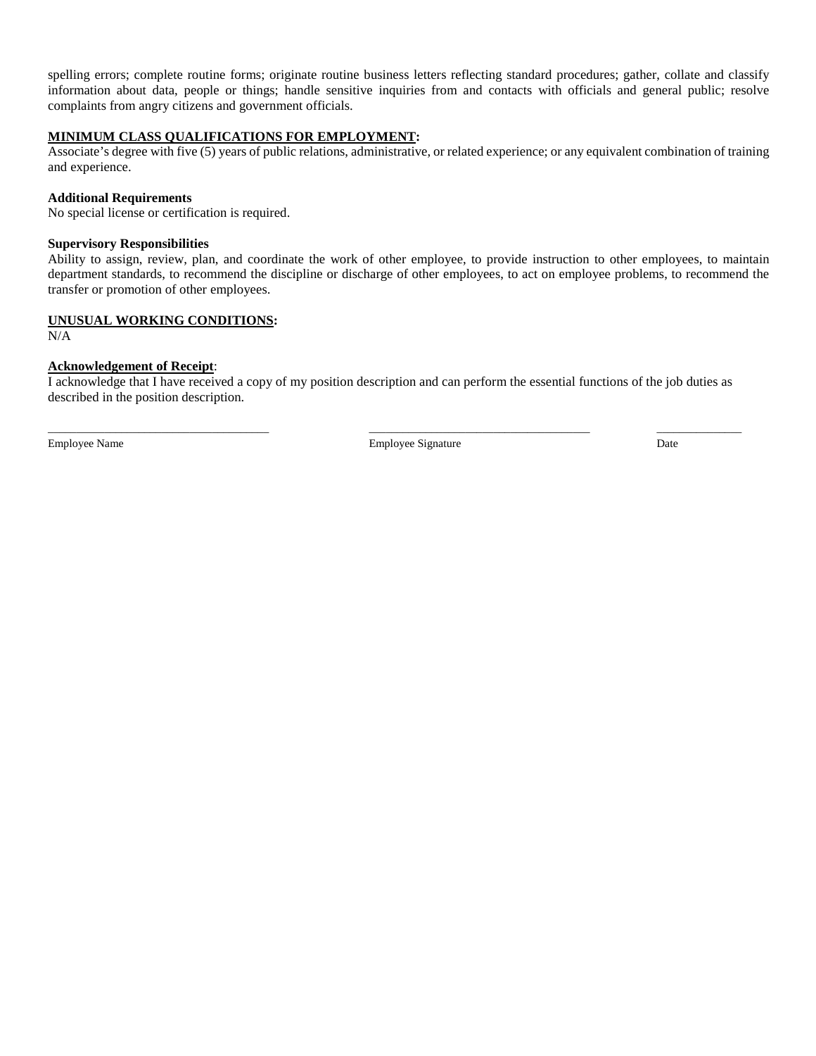spelling errors; complete routine forms; originate routine business letters reflecting standard procedures; gather, collate and classify information about data, people or things; handle sensitive inquiries from and contacts with officials and general public; resolve complaints from angry citizens and government officials.

**MINIMUM CLASS QUALIFICATIONS FOR EMPLOYMENT:**
Associate's degree with five (5) years of public relations, administrative, or related experience; or any equivalent combination of training and experience.

**Additional Requirements**
No special license or certification is required.

**Supervisory Responsibilities**
Ability to assign, review, plan, and coordinate the work of other employee, to provide instruction to other employees, to maintain department standards, to recommend the discipline or discharge of other employees, to act on employee problems, to recommend the transfer or promotion of other employees.

**UNUSUAL WORKING CONDITIONS:**
N/A

**Acknowledgement of Receipt**:
I acknowledge that I have received a copy of my position description and can perform the essential functions of the job duties as described in the position description.

| | | |
|---|---|---|
| ___________________________________ | ___________________________________ | ______________ |
| Employee Name | Employee Signature | Date |